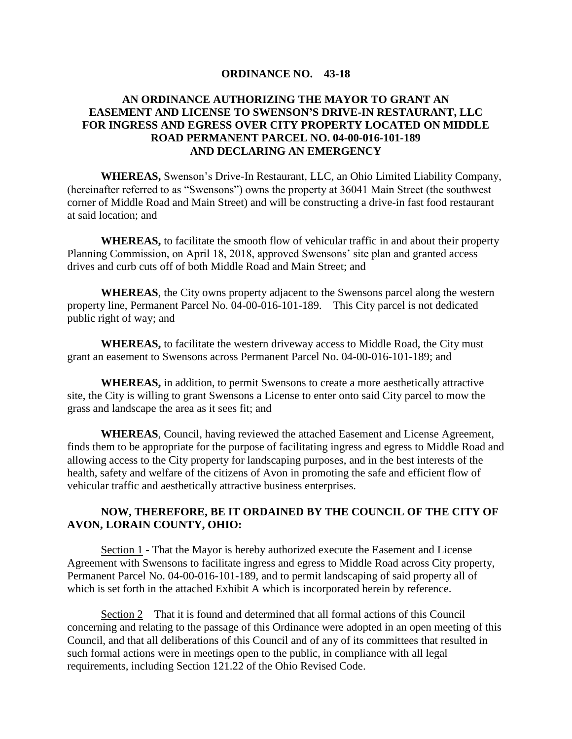# ORDINANCE NO. 43-18

## AN ORDINANCE AUTHORIZING THE MAYOR TO GRANT AN EASEMENT AND LICENSE TO SWENSON'S DRIVE-IN RESTAURANT, LLC FOR INGRESS AND EGRESS OVER CITY PROPERTY LOCATED ON MIDDLE ROAD PERMANENT PARCEL NO. 04-00-016-101-189 AND DECLARING AN EMERGENCY

**WHEREAS,** Swenson's Drive-In Restaurant, LLC, an Ohio Limited Liability Company, (hereinafter referred to as "Swensons") owns the property at 36041 Main Street (the southwest corner of Middle Road and Main Street) and will be constructing a drive-in fast food restaurant at said location; and

**WHEREAS,** to facilitate the smooth flow of vehicular traffic in and about their property Planning Commission, on April 18, 2018, approved Swensons' site plan and granted access drives and curb cuts off of both Middle Road and Main Street; and

**WHEREAS**, the City owns property adjacent to the Swensons parcel along the western property line, Permanent Parcel No. 04-00-016-101-189. This City parcel is not dedicated public right of way; and

**WHEREAS,** to facilitate the western driveway access to Middle Road, the City must grant an easement to Swensons across Permanent Parcel No. 04-00-016-101-189; and

**WHEREAS,** in addition, to permit Swensons to create a more aesthetically attractive site, the City is willing to grant Swensons a License to enter onto said City parcel to mow the grass and landscape the area as it sees fit; and

**WHEREAS**, Council, having reviewed the attached Easement and License Agreement, finds them to be appropriate for the purpose of facilitating ingress and egress to Middle Road and allowing access to the City property for landscaping purposes, and in the best interests of the health, safety and welfare of the citizens of Avon in promoting the safe and efficient flow of vehicular traffic and aesthetically attractive business enterprises.

**NOW, THEREFORE, BE IT ORDAINED BY THE COUNCIL OF THE CITY OF AVON, LORAIN COUNTY, OHIO:**

Section 1 - That the Mayor is hereby authorized execute the Easement and License Agreement with Swensons to facilitate ingress and egress to Middle Road across City property, Permanent Parcel No. 04-00-016-101-189, and to permit landscaping of said property all of which is set forth in the attached Exhibit A which is incorporated herein by reference.

Section 2 That it is found and determined that all formal actions of this Council concerning and relating to the passage of this Ordinance were adopted in an open meeting of this Council, and that all deliberations of this Council and of any of its committees that resulted in such formal actions were in meetings open to the public, in compliance with all legal requirements, including Section 121.22 of the Ohio Revised Code.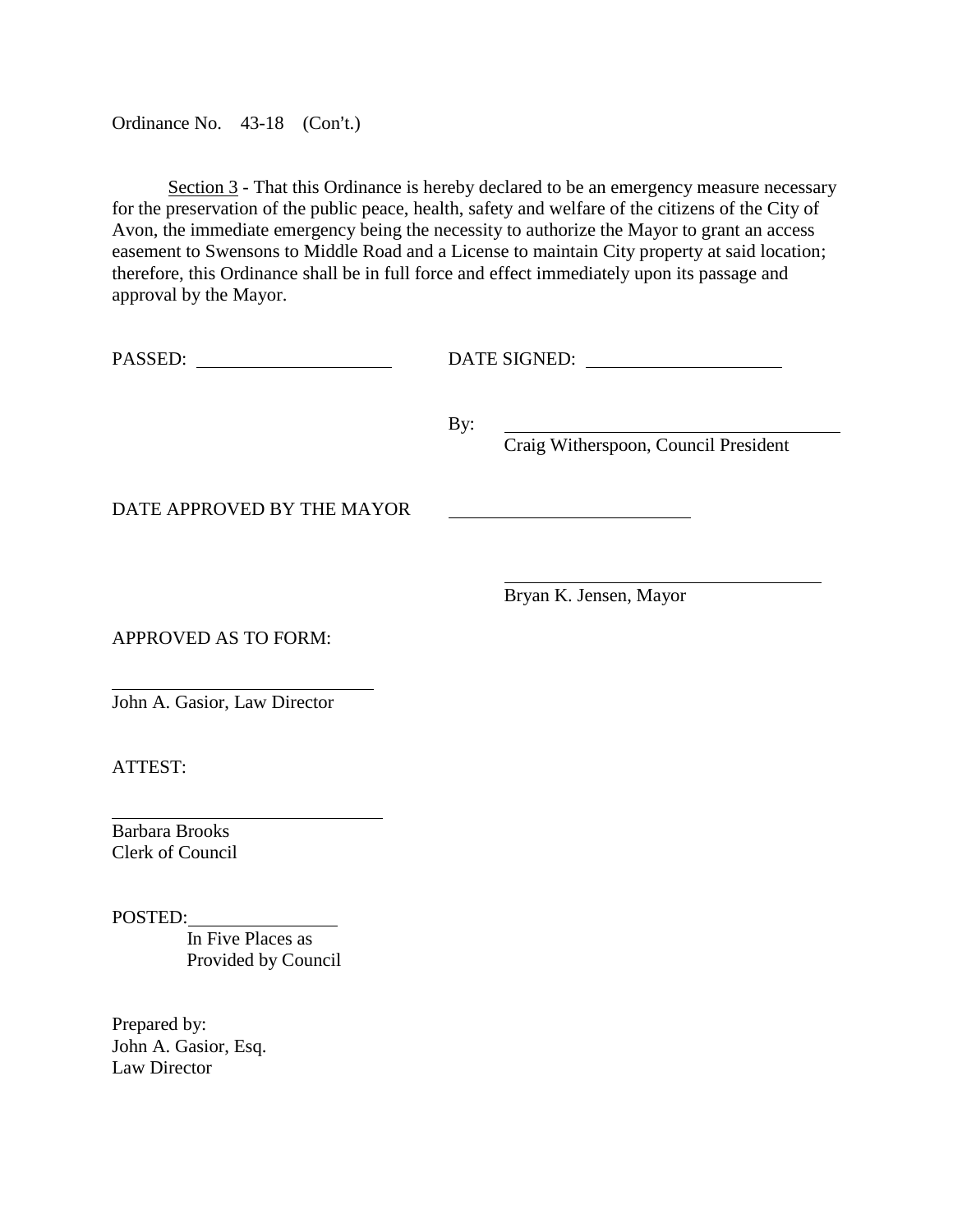Ordinance No. 43-18 (Con't.)

Section 3 - That this Ordinance is hereby declared to be an emergency measure necessary for the preservation of the public peace, health, safety and welfare of the citizens of the City of Avon, the immediate emergency being the necessity to authorize the Mayor to grant an access easement to Swensons to Middle Road and a License to maintain City property at said location; therefore, this Ordinance shall be in full force and effect immediately upon its passage and approval by the Mayor.

PASSED: ____________________ DATE SIGNED: ____________________

By: ____________________________________
Craig Witherspoon, Council President

DATE APPROVED BY THE MAYOR ________________________

____________________________________
Bryan K. Jensen, Mayor

APPROVED AS TO FORM:

____________________________
John A. Gasior, Law Director

ATTEST:

____________________________
Barbara Brooks
Clerk of Council

POSTED: ______________
In Five Places as
Provided by Council

Prepared by:
John A. Gasior, Esq.
Law Director